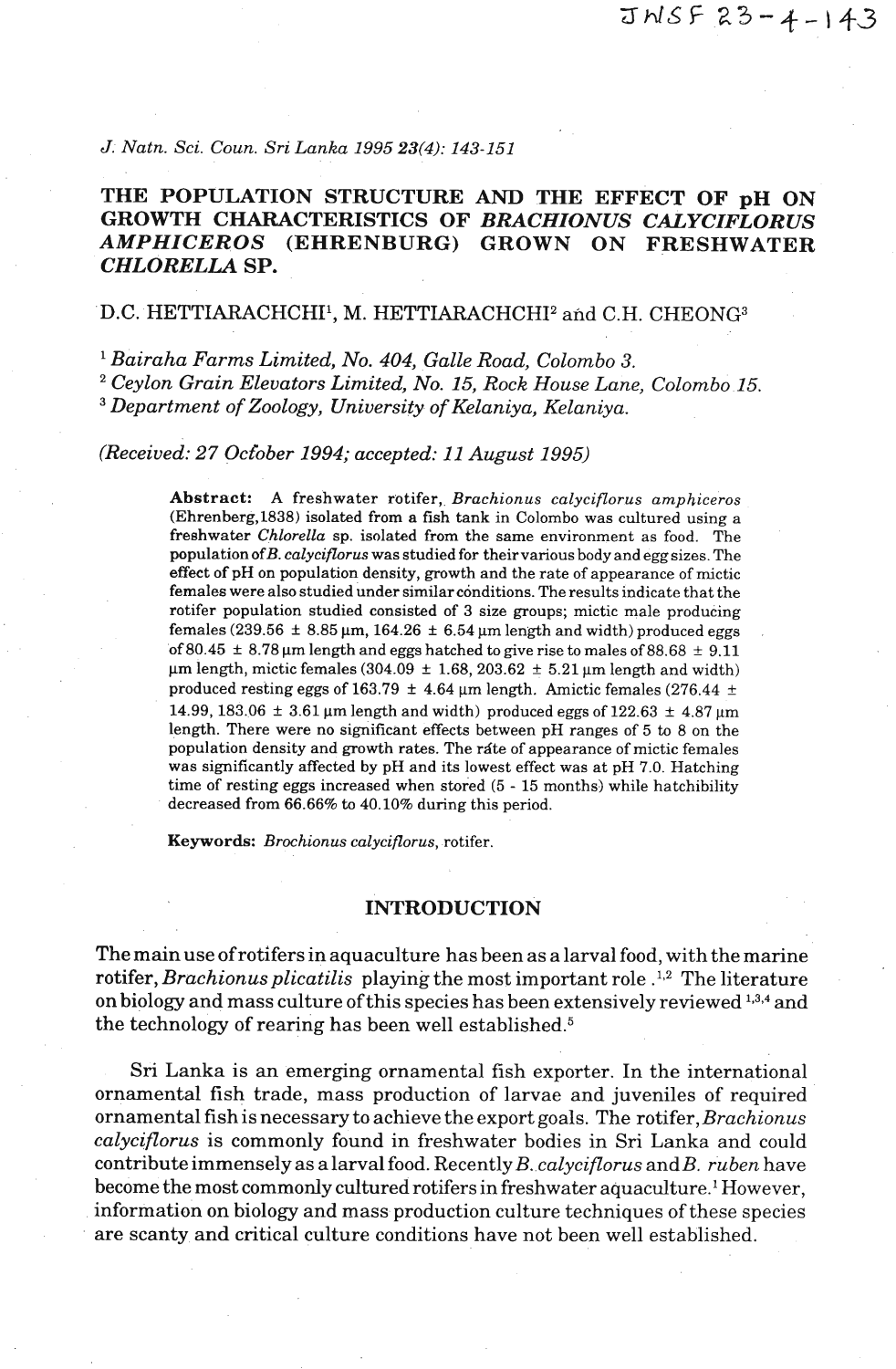JNSF 23-4-143

# THE POPULATION STRUCTURE AND THE EFFECT OF pH ON GROWTH CHARACTERISTICS OF *BRACHIONUS CALYCIFLORUS AMPHICEROS* (EHRENBURG) GROWN ON FRESHWATER *CHLORELLA* SP.

D.C. HETTIARACHCHI[1], M. HETTIARACHCHI[2] and C.H. CHEONG[3]

[1] *Bairaha Farms Limited, No. 404, Galle Road, Colombo 3.*
[2] *Ceylon Grain Elevators Limited, No. 15, Rock House Lane, Colombo 15.*
[3] *Department of Zoology, University of Kelaniya, Kelaniya.*

*(Received: 27 October 1994; accepted: 11 August 1995)*

**Abstract:** A freshwater rotifer, *Brachionus calyciflorus amphiceros* (Ehrenberg,1838) isolated from a fish tank in Colombo was cultured using a freshwater *Chlorella* sp. isolated from the same environment as food. The population of *B. calyciflorus* was studied for their various body and egg sizes. The effect of pH on population density, growth and the rate of appearance of mictic females were also studied under similar conditions. The results indicate that the rotifer population studied consisted of 3 size groups; mictic male producing females (239.56 ± 8.85 μm, 164.26 ± 6.54 μm length and width) produced eggs of 80.45 ± 8.78 μm length and eggs hatched to give rise to males of 88.68 ± 9.11 μm length, mictic females (304.09 ± 1.68, 203.62 ± 5.21 μm length and width) produced resting eggs of 163.79 ± 4.64 μm length. Amictic females (276.44 ± 14.99, 183.06 ± 3.61 μm length and width) produced eggs of 122.63 ± 4.87 μm length. There were no significant effects between pH ranges of 5 to 8 on the population density and growth rates. The rate of appearance of mictic females was significantly affected by pH and its lowest effect was at pH 7.0. Hatching time of resting eggs increased when stored (5 - 15 months) while hatchibility decreased from 66.66% to 40.10% during this period.

**Keywords:** *Brochionus calyciflorus*, rotifer.

## INTRODUCTION

The main use of rotifers in aquaculture has been as a larval food, with the marine rotifer, *Brachionus plicatilis* playing the most important role.[1,2] The literature on biology and mass culture of this species has been extensively reviewed [1,3,4] and the technology of rearing has been well established.[5]

Sri Lanka is an emerging ornamental fish exporter. In the international ornamental fish trade, mass production of larvae and juveniles of required ornamental fish is necessary to achieve the export goals. The rotifer, *Brachionus calyciflorus* is commonly found in freshwater bodies in Sri Lanka and could contribute immensely as a larval food. Recently *B. calyciflorus* and *B. ruben* have become the most commonly cultured rotifers in freshwater aquaculture.[1] However, information on biology and mass production culture techniques of these species are scanty and critical culture conditions have not been well established.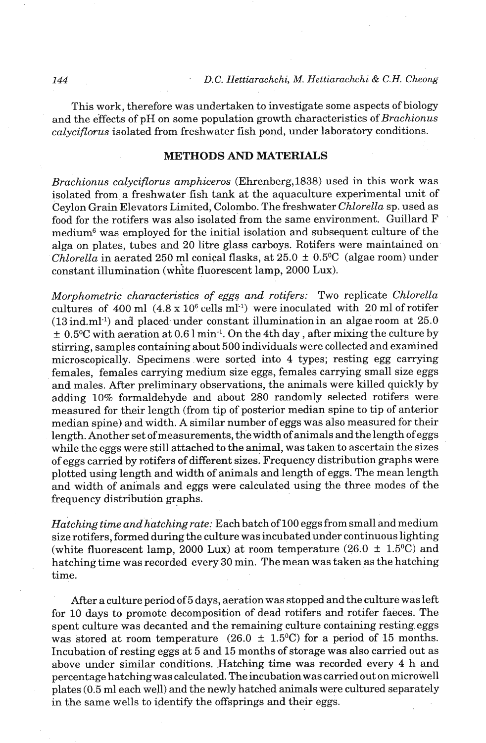This work, therefore was undertaken to investigate some aspects of biology and the effects of pH on some population growth characteristics of *Brachionus calyciflorus* isolated from freshwater fish pond, under laboratory conditions.

## METHODS AND MATERIALS

*Brachionus calyciflorus amphiceros* (Ehrenberg,1838) used in this work was isolated from a freshwater fish tank at the aquaculture experimental unit of Ceylon Grain Elevators Limited, Colombo. The freshwater *Chlorella* sp. used as food for the rotifers was also isolated from the same environment. Guillard F medium[6] was employed for the initial isolation and subsequent culture of the alga on plates, tubes and 20 litre glass carboys. Rotifers were maintained on *Chlorella* in aerated 250 ml conical flasks, at 25.0 ± 0.5°C (algae room) under constant illumination (white fluorescent lamp, 2000 Lux).

*Morphometric characteristics of eggs and rotifers:* Two replicate *Chlorella* cultures of 400 ml ($4.8 \times 10^6$ cells ml$^{-1}$) were inoculated with 20 ml of rotifer (13 ind.ml$^{-1}$) and placed under constant illumination in an algae room at 25.0 ± 0.5°C with aeration at 0.6 l min$^{-1}$. On the 4th day , after mixing the culture by stirring, samples containing about 500 individuals were collected and examined microscopically. Specimens were sorted into 4 types; resting egg carrying females, females carrying medium size eggs, females carrying small size eggs and males. After preliminary observations, the animals were killed quickly by adding 10% formaldehyde and about 280 randomly selected rotifers were measured for their length (from tip of posterior median spine to tip of anterior median spine) and width. A similar number of eggs was also measured for their length. Another set of measurements, the width of animals and the length of eggs while the eggs were still attached to the animal, was taken to ascertain the sizes of eggs carried by rotifers of different sizes. Frequency distribution graphs were plotted using length and width of animals and length of eggs. The mean length and width of animals and eggs were calculated using the three modes of the frequency distribution graphs.

*Hatching time and hatching rate:* Each batch of 100 eggs from small and medium size rotifers, formed during the culture was incubated under continuous lighting (white fluorescent lamp, 2000 Lux) at room temperature (26.0 ± 1.5°C) and hatching time was recorded every 30 min. The mean was taken as the hatching time.

After a culture period of 5 days, aeration was stopped and the culture was left for 10 days to promote decomposition of dead rotifers and rotifer faeces. The spent culture was decanted and the remaining culture containing resting eggs was stored at room temperature (26.0 ± 1.5°C) for a period of 15 months. Incubation of resting eggs at 5 and 15 months of storage was also carried out as above under similar conditions. Hatching time was recorded every 4 h and percentage hatching was calculated. The incubation was carried out on microwell plates (0.5 ml each well) and the newly hatched animals were cultured separately in the same wells to identify the offsprings and their eggs.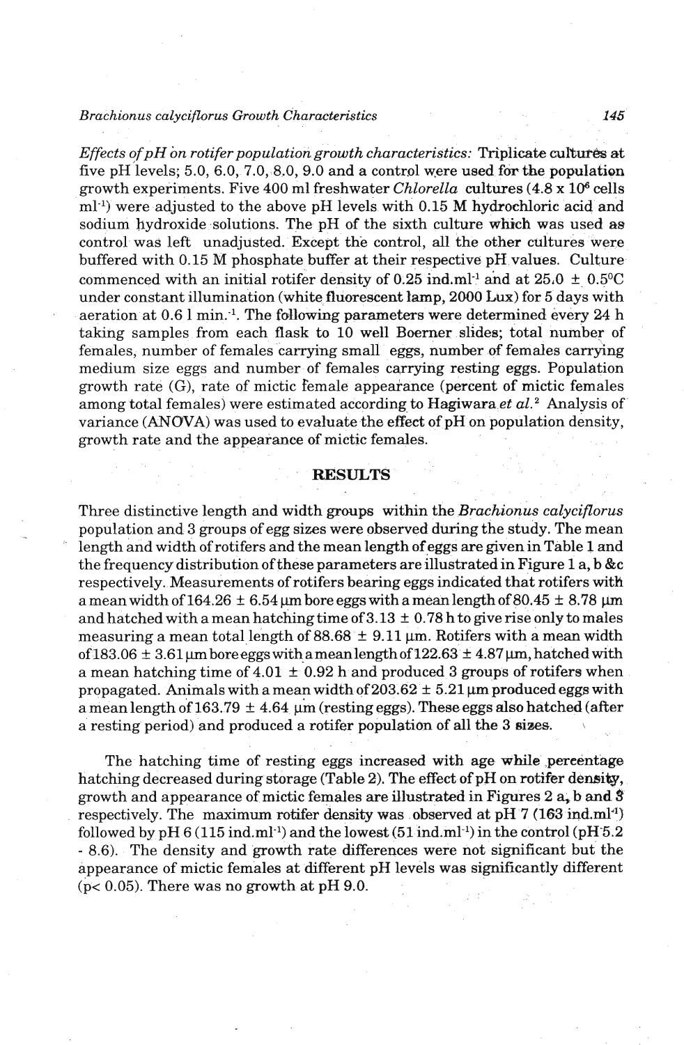*Effects of pH on rotifer population growth characteristics:* Triplicate cultures at five pH levels; 5.0, 6.0, 7.0, 8.0, 9.0 and a control were used for the population growth experiments. Five 400 ml freshwater *Chlorella* cultures ($4.8 \times 10^6$ cells $ml^{-1}$) were adjusted to the above pH levels with 0.15 M hydrochloric acid and sodium hydroxide solutions. The pH of the sixth culture which was used as control was left unadjusted. Except the control, all the other cultures were buffered with 0.15 M phosphate buffer at their respective pH values. Culture commenced with an initial rotifer density of 0.25 $ind.ml^{-1}$ and at $25.0 \pm 0.5^0C$ under constant illumination (white fluorescent lamp, 2000 Lux) for 5 days with aeration at 0.6 l $min.^{-1}$. The following parameters were determined every 24 h taking samples from each flask to 10 well Boerner slides; total number of females, number of females carrying small eggs, number of females carrying medium size eggs and number of females carrying resting eggs. Population growth rate (G), rate of mictic female appearance (percent of mictic females among total females) were estimated according to Hagiwara *et al.*[2] Analysis of variance (ANOVA) was used to evaluate the effect of pH on population density, growth rate and the appearance of mictic females.

## RESULTS

Three distinctive length and width groups within the *Brachionus calyciflorus* population and 3 groups of egg sizes were observed during the study. The mean length and width of rotifers and the mean length of eggs are given in Table 1 and the frequency distribution of these parameters are illustrated in Figure 1 a, b &c respectively. Measurements of rotifers bearing eggs indicated that rotifers with a mean width of $164.26 \pm 6.54$ µm bore eggs with a mean length of $80.45 \pm 8.78$ µm and hatched with a mean hatching time of $3.13 \pm 0.78$ h to give rise only to males measuring a mean total length of $88.68 \pm 9.11$ µm. Rotifers with a mean width of $183.06 \pm 3.61$ µm bore eggs with a mean length of $122.63 \pm 4.87$ µm, hatched with a mean hatching time of $4.01 \pm 0.92$ h and produced 3 groups of rotifers when propagated. Animals with a mean width of $203.62 \pm 5.21$ µm produced eggs with a mean length of $163.79 \pm 4.64$ µm (resting eggs). These eggs also hatched (after a resting period) and produced a rotifer population of all the 3 sizes.

The hatching time of resting eggs increased with age while percentage hatching decreased during storage (Table 2). The effect of pH on rotifer density, growth and appearance of mictic females are illustrated in Figures 2 a, b and 3 respectively. The maximum rotifer density was observed at pH 7 (163 $ind.ml^{-1}$) followed by pH 6 (115 $ind.ml^{-1}$) and the lowest (51 $ind.ml^{-1}$) in the control (pH 5.2 - 8.6). The density and growth rate differences were not significant but the appearance of mictic females at different pH levels was significantly different ($p < 0.05$). There was no growth at pH 9.0.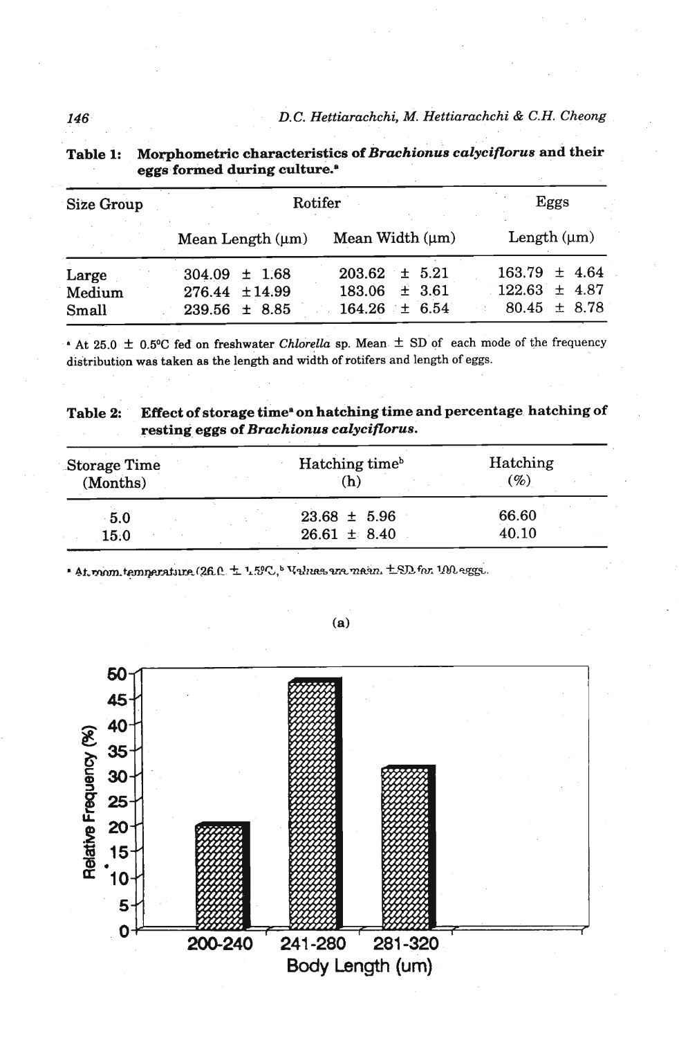**Table 1: Morphometric characteristics of *Brachionus calyciflorus* and their eggs formed during culture.[a]**

| Size Group | Rotifer | | Eggs |
|---|---|---|---|
| | Mean Length (μm) | Mean Width (μm) | Length (μm) |
| Large | 304.09 ± 1.68 | 203.62 ± 5.21 | 163.79 ± 4.64 |
| Medium | 276.44 ± 14.99 | 183.06 ± 3.61 | 122.63 ± 4.87 |
| Small | 239.56 ± 8.85 | 164.26 ± 6.54 | 80.45 ± 8.78 |

[a] At 25.0 ± 0.5°C fed on freshwater *Chlorella* sp. Mean ± SD of each mode of the frequency distribution was taken as the length and width of rotifers and length of eggs.

**Table 2: Effect of storage time[a] on hatching time and percentage hatching of resting eggs of *Brachionus calyciflorus*.**

| Storage Time (Months) | Hatching time[b] (h) | Hatching (%) |
|---|---|---|
| 5.0 | 23.68 ± 5.96 | 66.60 |
| 15.0 | 26.61 ± 8.40 | 40.10 |

[a] At room temperature (26.0 ± 1.5°C, [b] Values are mean ±SD for 100 eggs.

(a)

| Body Length (um) | Relative Frequency (%) |
|---|---|
| 200-240 | ~20 |
| 241-280 | ~48 |
| 281-320 | ~31 |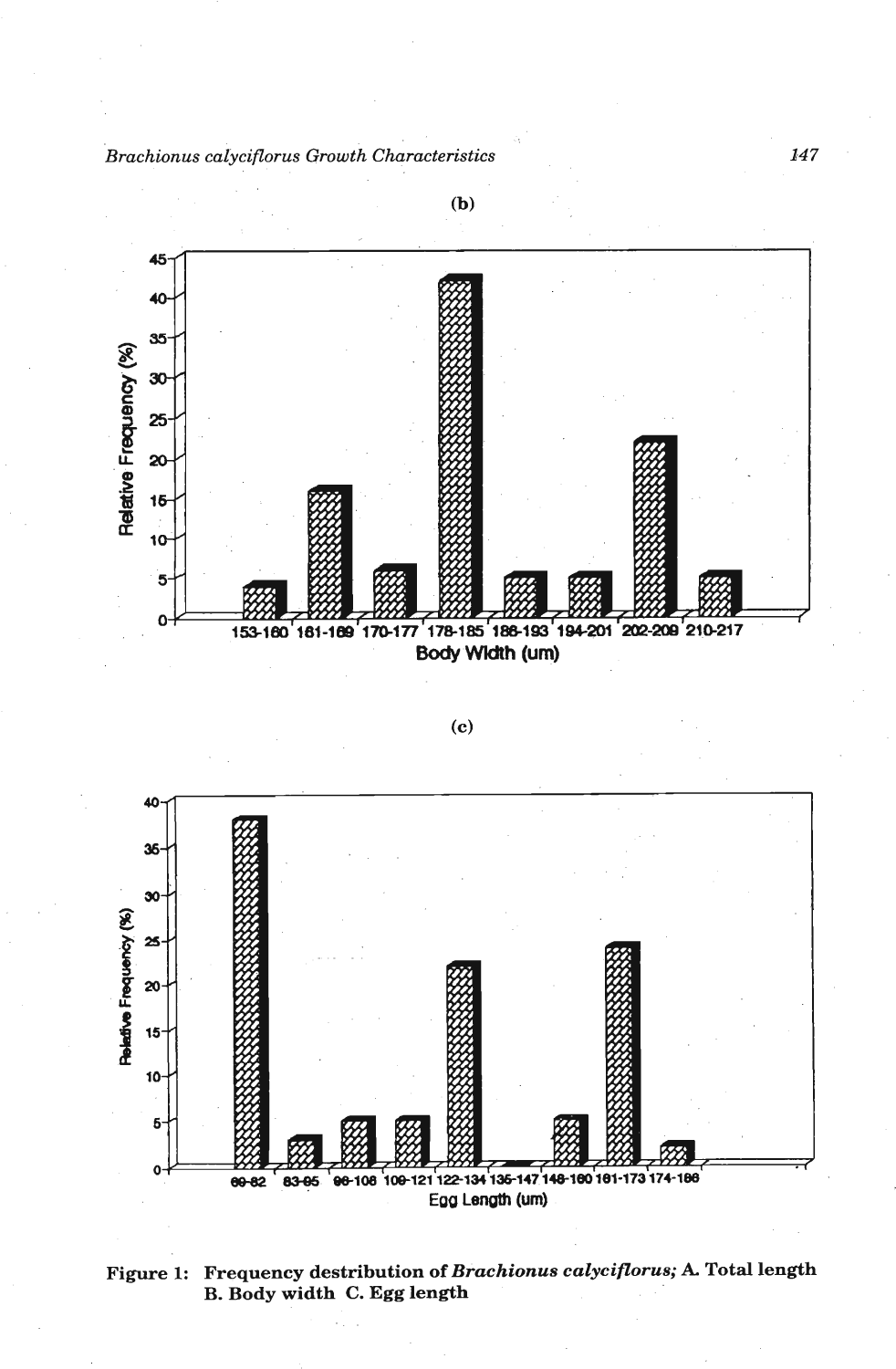(b)

(c)

**Figure 1: Frequency destribution of *Brachionus calyciflorus;* A. Total length B. Body width C. Egg length**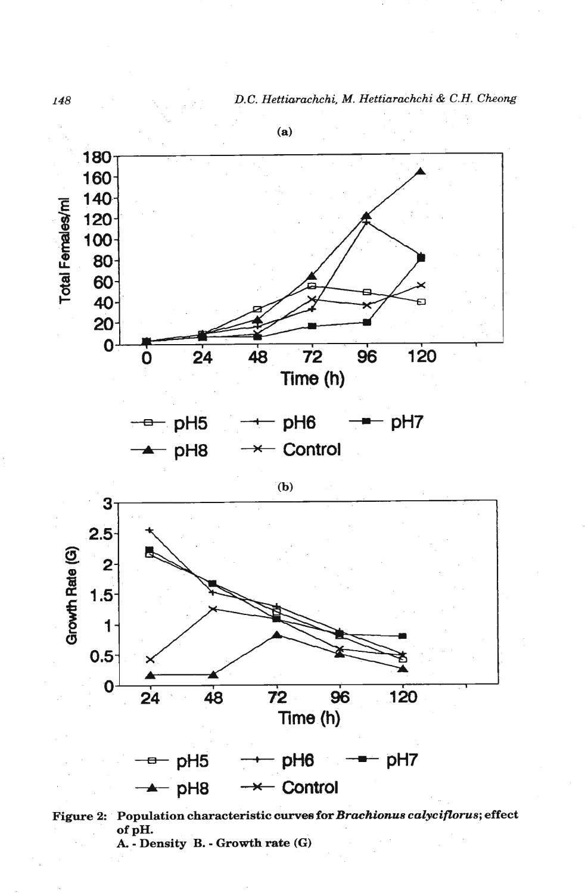**(a)**

**(b)**

**Figure 2: Population characteristic curves for *Brachionus calyciflorus*; effect of pH.**
**A. - Density B. - Growth rate (G)**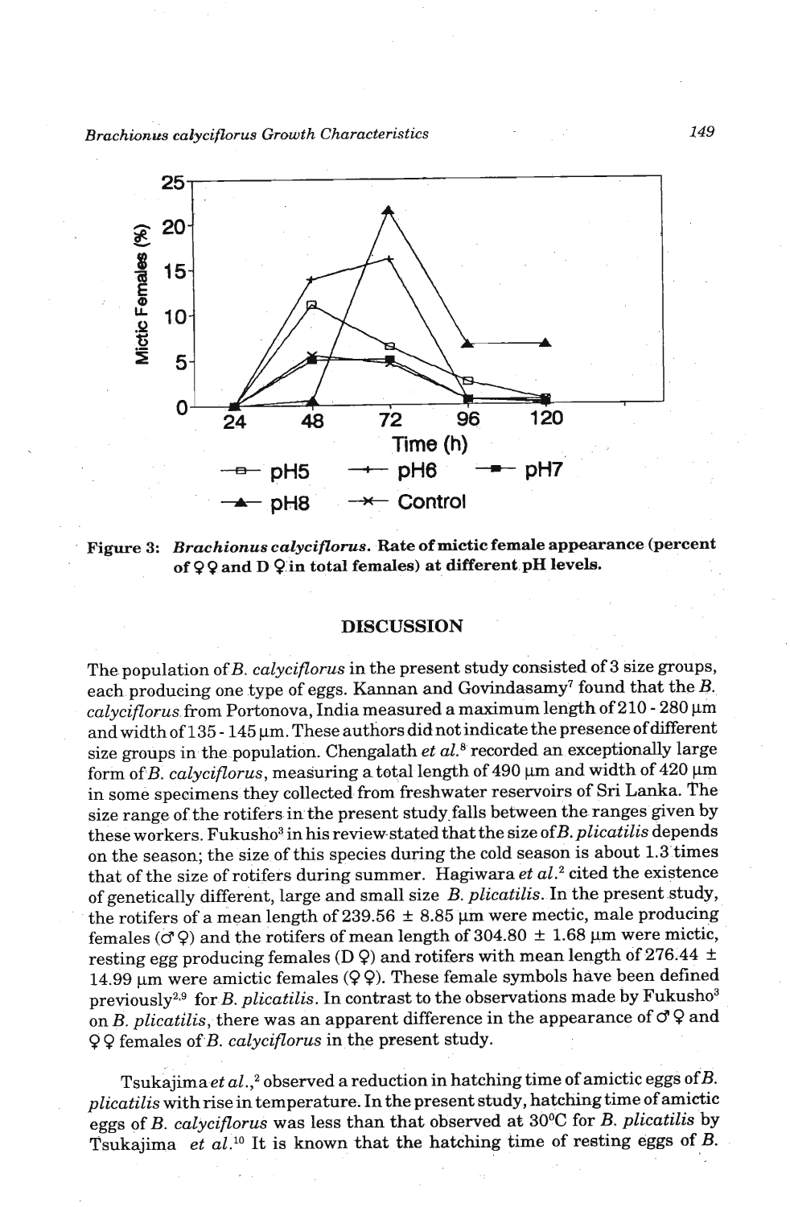Figure 3: ***Brachionus calyciflorus*. Rate of mictic female appearance (percent of ♀♀ and D ♀ in total females) at different pH levels.**

## DISCUSSION

The population of *B. calyciflorus* in the present study consisted of 3 size groups, each producing one type of eggs. Kannan and Govindasamy[7] found that the *B. calyciflorus* from Portonova, India measured a maximum length of 210 - 280 µm and width of 135 - 145 µm. These authors did not indicate the presence of different size groups in the population. Chengalath *et al.*[8] recorded an exceptionally large form of *B. calyciflorus*, measuring a total length of 490 µm and width of 420 µm in some specimens they collected from freshwater reservoirs of Sri Lanka. The size range of the rotifers in the present study falls between the ranges given by these workers. Fukusho[3] in his review stated that the size of *B. plicatilis* depends on the season; the size of this species during the cold season is about 1.3 times that of the size of rotifers during summer. Hagiwara *et al.*[2] cited the existence of genetically different, large and small size *B. plicatilis*. In the present study, the rotifers of a mean length of 239.56 ± 8.85 µm were mectic, male producing females (♂♀) and the rotifers of mean length of 304.80 ± 1.68 µm were mictic, resting egg producing females (D ♀) and rotifers with mean length of 276.44 ± 14.99 µm were amictic females (♀♀). These female symbols have been defined previously[2,9] for *B. plicatilis*. In contrast to the observations made by Fukusho[3] on *B. plicatilis*, there was an apparent difference in the appearance of ♂♀ and ♀♀ females of *B. calyciflorus* in the present study.

Tsukajima *et al.*,[2] observed a reduction in hatching time of amictic eggs of *B. plicatilis* with rise in temperature. In the present study, hatching time of amictic eggs of *B. calyciflorus* was less than that observed at 30°C for *B. plicatilis* by Tsukajima *et al.*[10] It is known that the hatching time of resting eggs of *B.*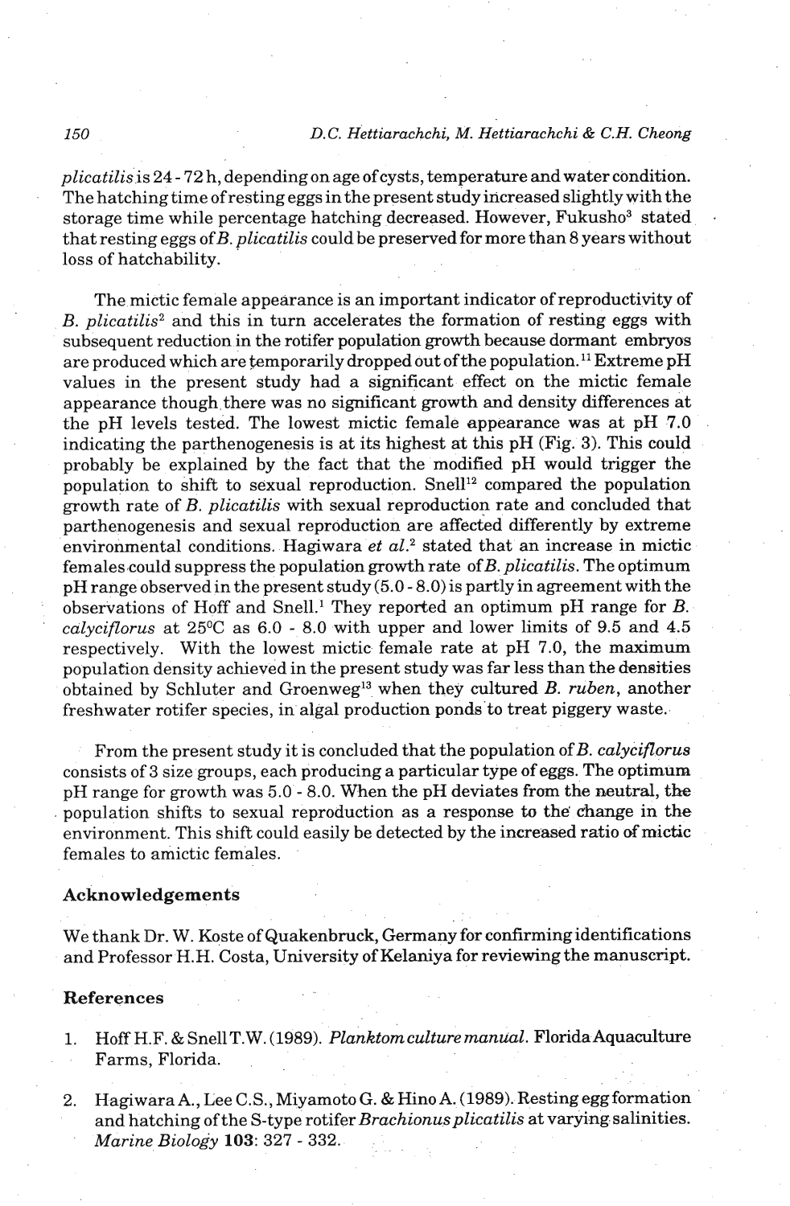*plicatilis* is 24 - 72 h, depending on age of cysts, temperature and water condition. The hatching time of resting eggs in the present study increased slightly with the storage time while percentage hatching decreased. However, Fukusho[3] stated that resting eggs of *B. plicatilis* could be preserved for more than 8 years without loss of hatchability.

The mictic female appearance is an important indicator of reproductivity of *B. plicatilis*[2] and this in turn accelerates the formation of resting eggs with subsequent reduction in the rotifer population growth because dormant embryos are produced which are temporarily dropped out of the population.[11] Extreme pH values in the present study had a significant effect on the mictic female appearance though there was no significant growth and density differences at the pH levels tested. The lowest mictic female appearance was at pH 7.0 indicating the parthenogenesis is at its highest at this pH (Fig. 3). This could probably be explained by the fact that the modified pH would trigger the population to shift to sexual reproduction. Snell[12] compared the population growth rate of *B. plicatilis* with sexual reproduction rate and concluded that parthenogenesis and sexual reproduction are affected differently by extreme environmental conditions. Hagiwara *et al.*[2] stated that an increase in mictic females could suppress the population growth rate of *B. plicatilis*. The optimum pH range observed in the present study (5.0 - 8.0) is partly in agreement with the observations of Hoff and Snell.[1] They reported an optimum pH range for *B. calyciflorus* at 25°C as 6.0 - 8.0 with upper and lower limits of 9.5 and 4.5 respectively. With the lowest mictic female rate at pH 7.0, the maximum population density achieved in the present study was far less than the densities obtained by Schluter and Groenweg[13] when they cultured *B. ruben*, another freshwater rotifer species, in algal production ponds to treat piggery waste.

From the present study it is concluded that the population of *B. calyciflorus* consists of 3 size groups, each producing a particular type of eggs. The optimum pH range for growth was 5.0 - 8.0. When the pH deviates from the neutral, the population shifts to sexual reproduction as a response to the change in the environment. This shift could easily be detected by the increased ratio of mictic females to amictic females.

### Acknowledgements

We thank Dr. W. Koste of Quakenbruck, Germany for confirming identifications and Professor H.H. Costa, University of Kelaniya for reviewing the manuscript.

### References

1. Hoff H.F. & Snell T.W. (1989). *Planktom culture manual*. Florida Aquaculture Farms, Florida.

2. Hagiwara A., Lee C.S., Miyamoto G. & Hino A. (1989). Resting egg formation and hatching of the S-type rotifer *Brachionus plicatilis* at varying salinities. *Marine Biology* **103**: 327 - 332.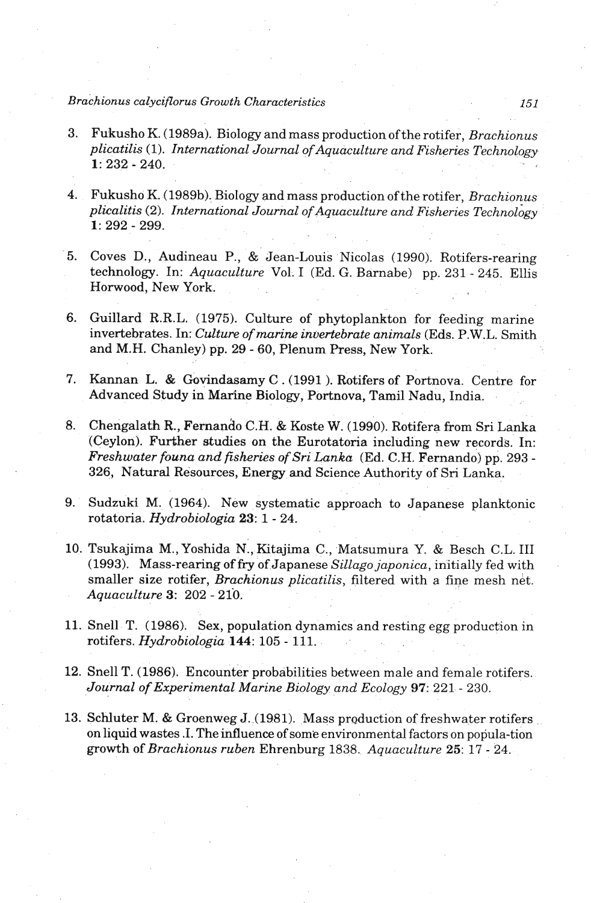3. Fukusho K. (1989a). Biology and mass production of the rotifer, *Brachionus plicatilis* (1). *International Journal of Aquaculture and Fisheries Technology* **1**: 232 - 240.

4. Fukusho K. (1989b). Biology and mass production of the rotifer, *Brachionus plicalitis* (2). *International Journal of Aquaculture and Fisheries Technology* **1**: 292 - 299.

5. Coves D., Audineau P., & Jean-Louis Nicolas (1990). Rotifers-rearing technology. In: *Aquaculture* Vol. I (Ed. G. Barnabe) pp. 231 - 245. Ellis Horwood, New York.

6. Guillard R.R.L. (1975). Culture of phytoplankton for feeding marine invertebrates. In: *Culture of marine invertebrate animals* (Eds. P.W.L. Smith and M.H. Chanley) pp. 29 - 60, Plenum Press, New York.

7. Kannan L. & Govindasamy C . (1991 ). Rotifers of Portnova. Centre for Advanced Study in Marine Biology, Portnova, Tamil Nadu, India.

8. Chengalath R., Fernando C.H. & Koste W. (1990). Rotifera from Sri Lanka (Ceylon). Further studies on the Eurotatoria including new records. In: *Freshwater founa and fisheries of Sri Lanka* (Ed. C.H. Fernando) pp. 293 - 326, Natural Resources, Energy and Science Authority of Sri Lanka.

9. Sudzuki M. (1964). New systematic approach to Japanese planktonic rotatoria. *Hydrobiologia* **23**: 1 - 24.

10. Tsukajima M., Yoshida N., Kitajima C., Matsumura Y. & Besch C.L. III (1993). Mass-rearing of fry of Japanese *Sillago japonica*, initially fed with smaller size rotifer, *Brachionus plicatilis*, filtered with a fine mesh net. *Aquaculture* **3**: 202 - 210.

11. Snell T. (1986). Sex, population dynamics and resting egg production in rotifers. *Hydrobiologia* **144**: 105 - 111.

12. Snell T. (1986). Encounter probabilities between male and female rotifers. *Journal of Experimental Marine Biology and Ecology* **97**: 221 - 230.

13. Schluter M. & Groenweg J. (1981). Mass production of freshwater rotifers on liquid wastes .I. The influence of some environmental factors on popula-tion growth of *Brachionus ruben* Ehrenburg 1838. *Aquaculture* **25**: 17 - 24.